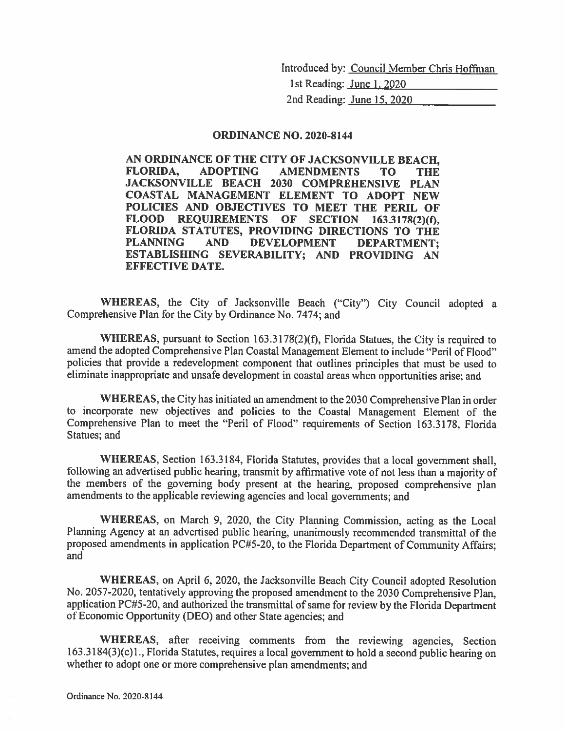Introduced by: Council Member Chris Hoffman
1st Reading: June 1, 2020
2nd Reading: June 15, 2020

# ORDINANCE NO. 2020-8144

**AN ORDINANCE OF THE CITY OF JACKSONVILLE BEACH, FLORIDA, ADOPTING AMENDMENTS TO THE JACKSONVILLE BEACH 2030 COMPREHENSIVE PLAN COASTAL MANAGEMENT ELEMENT TO ADOPT NEW POLICIES AND OBJECTIVES TO MEET THE PERIL OF FLOOD REQUIREMENTS OF SECTION 163.3178(2)(f), FLORIDA STATUTES, PROVIDING DIRECTIONS TO THE PLANNING AND DEVELOPMENT DEPARTMENT; ESTABLISHING SEVERABILITY; AND PROVIDING AN EFFECTIVE DATE.**

**WHEREAS,** the City of Jacksonville Beach ("City") City Council adopted a Comprehensive Plan for the City by Ordinance No. 7474; and

**WHEREAS,** pursuant to Section 163.3178(2)(f), Florida Statues, the City is required to amend the adopted Comprehensive Plan Coastal Management Element to include "Peril of Flood" policies that provide a redevelopment component that outlines principles that must be used to eliminate inappropriate and unsafe development in coastal areas when opportunities arise; and

**WHEREAS,** the City has initiated an amendment to the 2030 Comprehensive Plan in order to incorporate new objectives and policies to the Coastal Management Element of the Comprehensive Plan to meet the "Peril of Flood" requirements of Section 163.3178, Florida Statues; and

**WHEREAS,** Section 163.3184, Florida Statutes, provides that a local government shall, following an advertised public hearing, transmit by affirmative vote of not less than a majority of the members of the governing body present at the hearing, proposed comprehensive plan amendments to the applicable reviewing agencies and local governments; and

**WHEREAS,** on March 9, 2020, the City Planning Commission, acting as the Local Planning Agency at an advertised public hearing, unanimously recommended transmittal of the proposed amendments in application PC#5-20, to the Florida Department of Community Affairs; and

**WHEREAS,** on April 6, 2020, the Jacksonville Beach City Council adopted Resolution No. 2057-2020, tentatively approving the proposed amendment to the 2030 Comprehensive Plan, application PC#5-20, and authorized the transmittal of same for review by the Florida Department of Economic Opportunity (DEO) and other State agencies; and

**WHEREAS,** after receiving comments from the reviewing agencies, Section 163.3184(3)(c)1., Florida Statutes, requires a local government to hold a second public hearing on whether to adopt one or more comprehensive plan amendments; and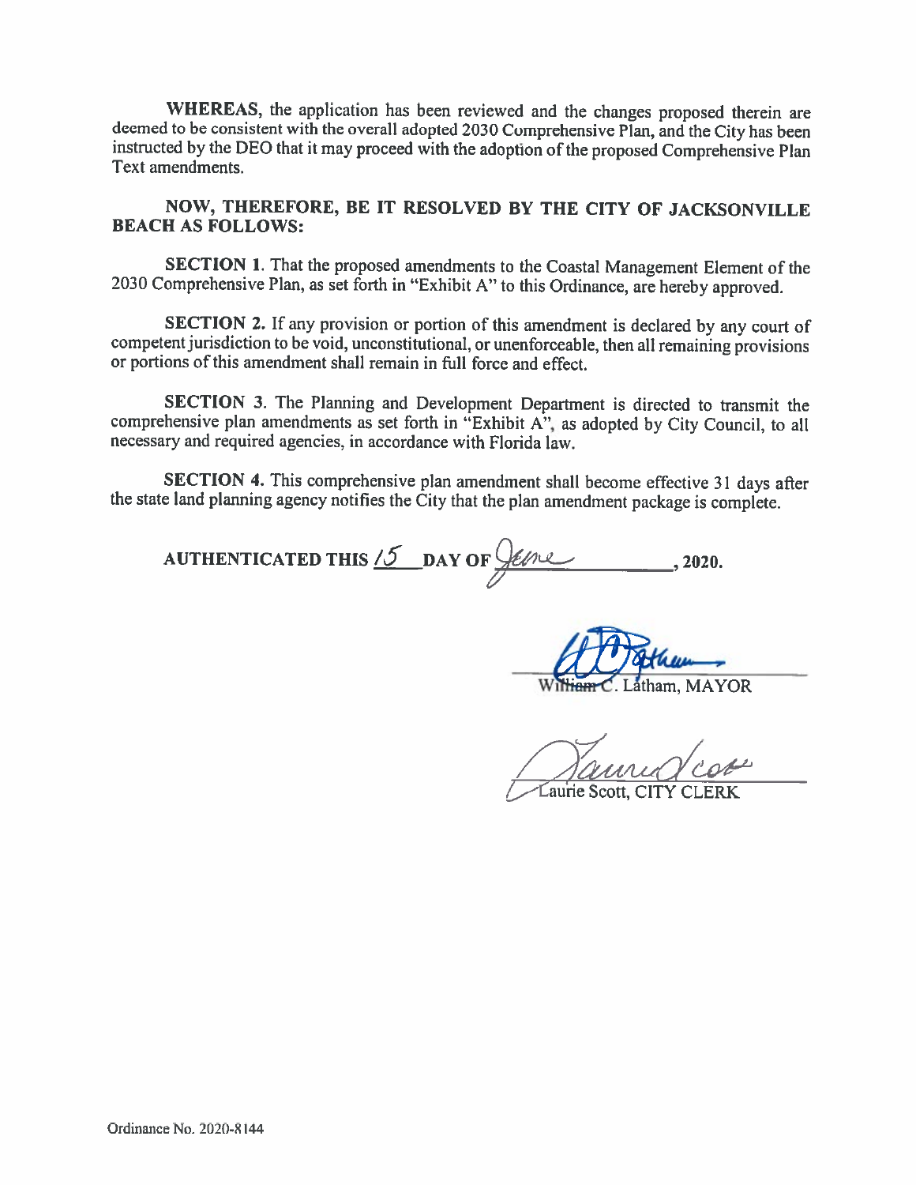**WHEREAS**, the application has been reviewed and the changes proposed therein are deemed to be consistent with the overall adopted 2030 Comprehensive Plan, and the City has been instructed by the DEO that it may proceed with the adoption of the proposed Comprehensive Plan Text amendments.

**NOW, THEREFORE, BE IT RESOLVED BY THE CITY OF JACKSONVILLE BEACH AS FOLLOWS:**

**SECTION 1**. That the proposed amendments to the Coastal Management Element of the 2030 Comprehensive Plan, as set forth in "Exhibit A" to this Ordinance, are hereby approved.

**SECTION 2**. If any provision or portion of this amendment is declared by any court of competent jurisdiction to be void, unconstitutional, or unenforceable, then all remaining provisions or portions of this amendment shall remain in full force and effect.

**SECTION 3**. The Planning and Development Department is directed to transmit the comprehensive plan amendments as set forth in "Exhibit A", as adopted by City Council, to all necessary and required agencies, in accordance with Florida law.

**SECTION 4**. This comprehensive plan amendment shall become effective 31 days after the state land planning agency notifies the City that the plan amendment package is complete.

**AUTHENTICATED THIS** 15 **DAY OF** June **, 2020.**

William C. Latham, MAYOR

Laurie Scott, CITY CLERK

Ordinance No. 2020-8144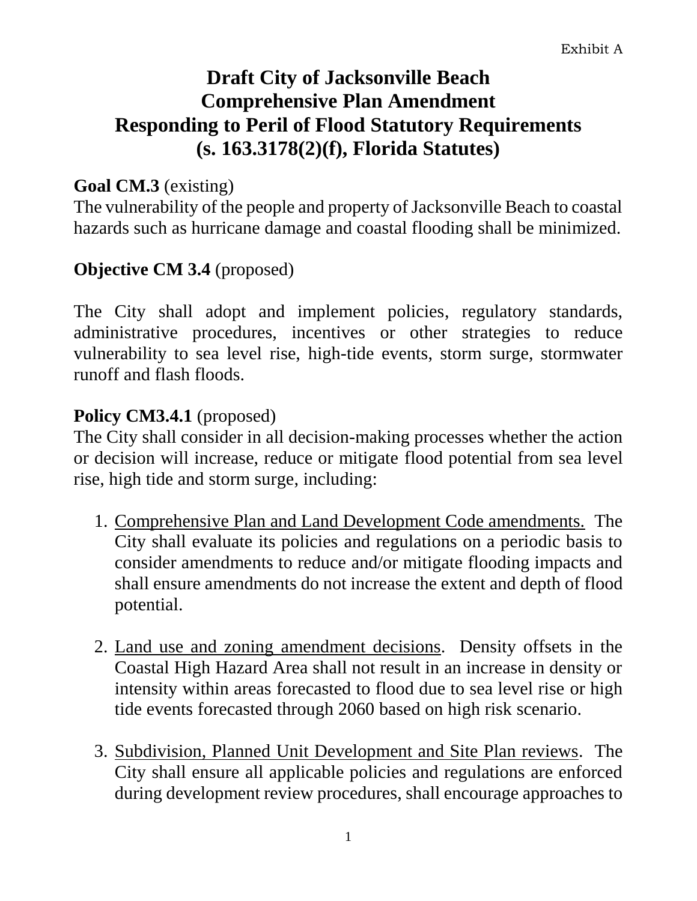Exhibit A

# Draft City of Jacksonville Beach Comprehensive Plan Amendment Responding to Peril of Flood Statutory Requirements (s. 163.3178(2)(f), Florida Statutes)

**Goal CM.3** (existing)
The vulnerability of the people and property of Jacksonville Beach to coastal hazards such as hurricane damage and coastal flooding shall be minimized.

**Objective CM 3.4** (proposed)

The City shall adopt and implement policies, regulatory standards, administrative procedures, incentives or other strategies to reduce vulnerability to sea level rise, high-tide events, storm surge, stormwater runoff and flash floods.

**Policy CM3.4.1** (proposed)
The City shall consider in all decision-making processes whether the action or decision will increase, reduce or mitigate flood potential from sea level rise, high tide and storm surge, including:

1. <u>Comprehensive Plan and Land Development Code amendments.</u> The City shall evaluate its policies and regulations on a periodic basis to consider amendments to reduce and/or mitigate flooding impacts and shall ensure amendments do not increase the extent and depth of flood potential.

2. <u>Land use and zoning amendment decisions</u>. Density offsets in the Coastal High Hazard Area shall not result in an increase in density or intensity within areas forecasted to flood due to sea level rise or high tide events forecasted through 2060 based on high risk scenario.

3. <u>Subdivision, Planned Unit Development and Site Plan reviews</u>. The City shall ensure all applicable policies and regulations are enforced during development review procedures, shall encourage approaches to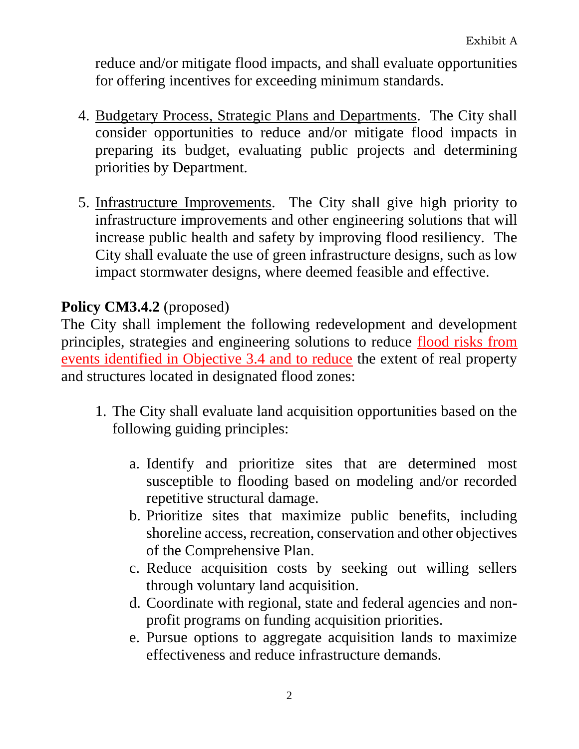reduce and/or mitigate flood impacts, and shall evaluate opportunities for offering incentives for exceeding minimum standards.

4. <u>Budgetary Process, Strategic Plans and Departments</u>. The City shall consider opportunities to reduce and/or mitigate flood impacts in preparing its budget, evaluating public projects and determining priorities by Department.

5. <u>Infrastructure Improvements</u>. The City shall give high priority to infrastructure improvements and other engineering solutions that will increase public health and safety by improving flood resiliency. The City shall evaluate the use of green infrastructure designs, such as low impact stormwater designs, where deemed feasible and effective.

**Policy CM3.4.2** (proposed)

The City shall implement the following redevelopment and development principles, strategies and engineering solutions to reduce <u>flood risks from events identified in Objective 3.4 and to reduce</u> the extent of real property and structures located in designated flood zones:

1. The City shall evaluate land acquisition opportunities based on the following guiding principles:

    a. Identify and prioritize sites that are determined most susceptible to flooding based on modeling and/or recorded repetitive structural damage.
    b. Prioritize sites that maximize public benefits, including shoreline access, recreation, conservation and other objectives of the Comprehensive Plan.
    c. Reduce acquisition costs by seeking out willing sellers through voluntary land acquisition.
    d. Coordinate with regional, state and federal agencies and non-profit programs on funding acquisition priorities.
    e. Pursue options to aggregate acquisition lands to maximize effectiveness and reduce infrastructure demands.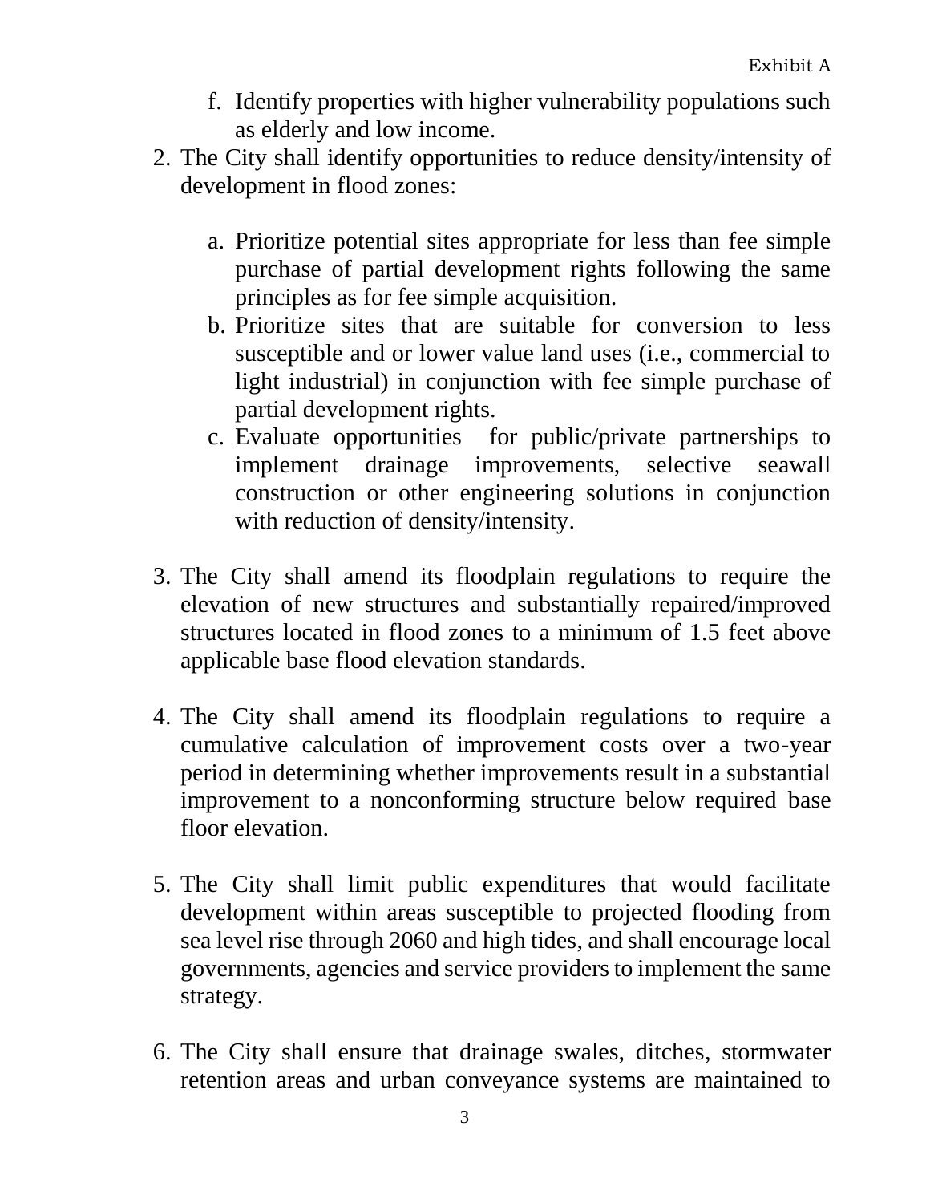f. Identify properties with higher vulnerability populations such as elderly and low income.

2. The City shall identify opportunities to reduce density/intensity of development in flood zones:

   a. Prioritize potential sites appropriate for less than fee simple purchase of partial development rights following the same principles as for fee simple acquisition.
   b. Prioritize sites that are suitable for conversion to less susceptible and or lower value land uses (i.e., commercial to light industrial) in conjunction with fee simple purchase of partial development rights.
   c. Evaluate opportunities for public/private partnerships to implement drainage improvements, selective seawall construction or other engineering solutions in conjunction with reduction of density/intensity.

3. The City shall amend its floodplain regulations to require the elevation of new structures and substantially repaired/improved structures located in flood zones to a minimum of 1.5 feet above applicable base flood elevation standards.

4. The City shall amend its floodplain regulations to require a cumulative calculation of improvement costs over a two-year period in determining whether improvements result in a substantial improvement to a nonconforming structure below required base floor elevation.

5. The City shall limit public expenditures that would facilitate development within areas susceptible to projected flooding from sea level rise through 2060 and high tides, and shall encourage local governments, agencies and service providers to implement the same strategy.

6. The City shall ensure that drainage swales, ditches, stormwater retention areas and urban conveyance systems are maintained to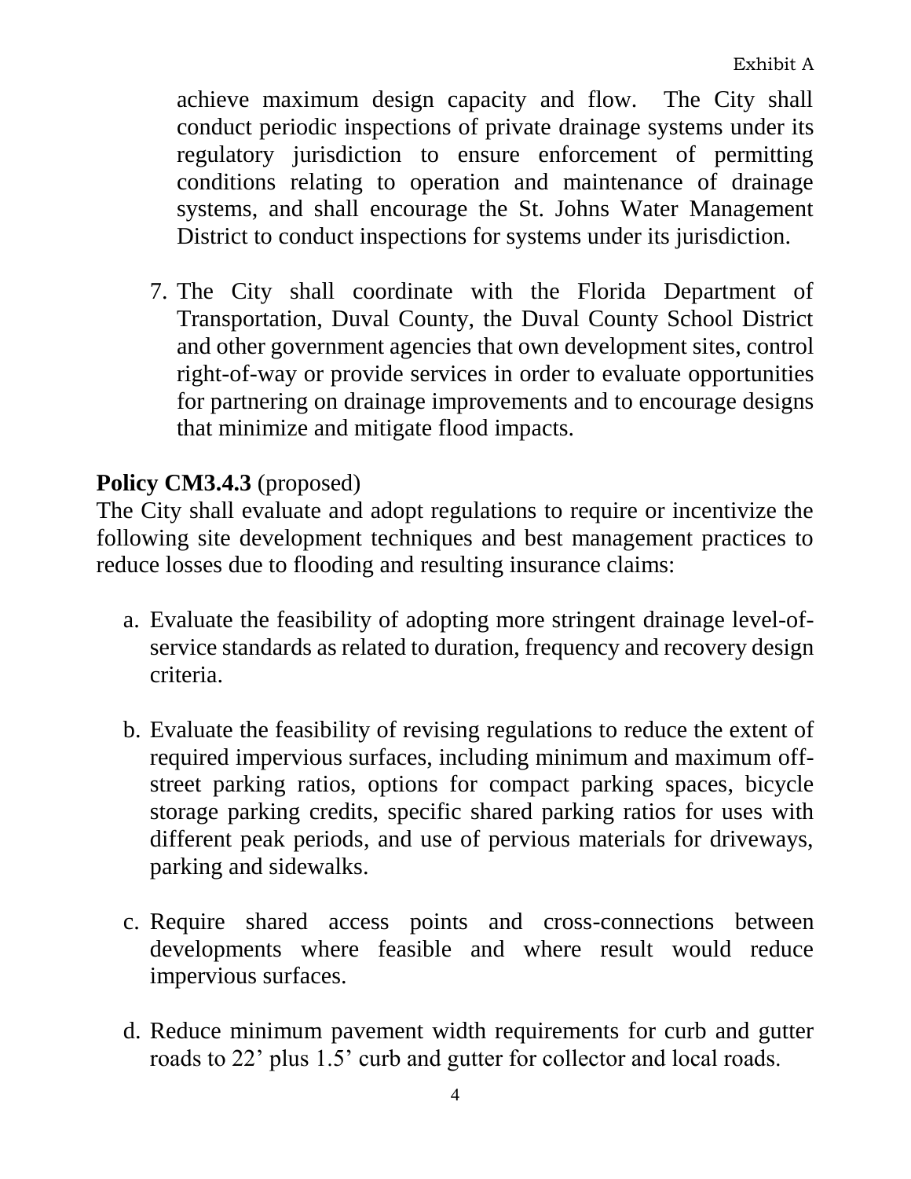achieve maximum design capacity and flow. The City shall conduct periodic inspections of private drainage systems under its regulatory jurisdiction to ensure enforcement of permitting conditions relating to operation and maintenance of drainage systems, and shall encourage the St. Johns Water Management District to conduct inspections for systems under its jurisdiction.

7. The City shall coordinate with the Florida Department of Transportation, Duval County, the Duval County School District and other government agencies that own development sites, control right-of-way or provide services in order to evaluate opportunities for partnering on drainage improvements and to encourage designs that minimize and mitigate flood impacts.

**Policy CM3.4.3** (proposed)
The City shall evaluate and adopt regulations to require or incentivize the following site development techniques and best management practices to reduce losses due to flooding and resulting insurance claims:

a. Evaluate the feasibility of adopting more stringent drainage level-of-service standards as related to duration, frequency and recovery design criteria.

b. Evaluate the feasibility of revising regulations to reduce the extent of required impervious surfaces, including minimum and maximum off-street parking ratios, options for compact parking spaces, bicycle storage parking credits, specific shared parking ratios for uses with different peak periods, and use of pervious materials for driveways, parking and sidewalks.

c. Require shared access points and cross-connections between developments where feasible and where result would reduce impervious surfaces.

d. Reduce minimum pavement width requirements for curb and gutter roads to 22' plus 1.5' curb and gutter for collector and local roads.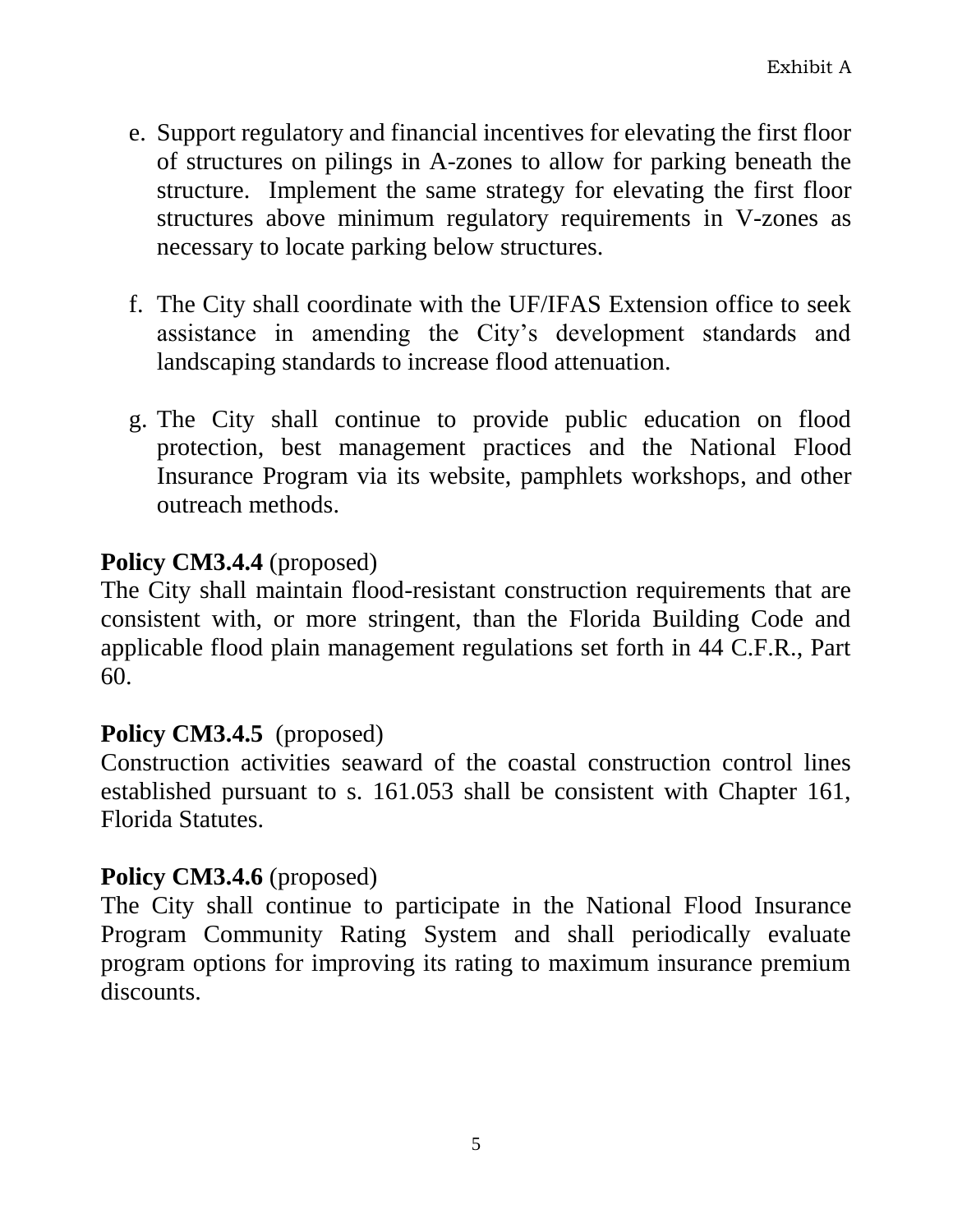e. Support regulatory and financial incentives for elevating the first floor of structures on pilings in A-zones to allow for parking beneath the structure. Implement the same strategy for elevating the first floor structures above minimum regulatory requirements in V-zones as necessary to locate parking below structures.

f. The City shall coordinate with the UF/IFAS Extension office to seek assistance in amending the City's development standards and landscaping standards to increase flood attenuation.

g. The City shall continue to provide public education on flood protection, best management practices and the National Flood Insurance Program via its website, pamphlets workshops, and other outreach methods.

**Policy CM3.4.4** (proposed)
The City shall maintain flood-resistant construction requirements that are consistent with, or more stringent, than the Florida Building Code and applicable flood plain management regulations set forth in 44 C.F.R., Part 60.

**Policy CM3.4.5** (proposed)
Construction activities seaward of the coastal construction control lines established pursuant to s. 161.053 shall be consistent with Chapter 161, Florida Statutes.

**Policy CM3.4.6** (proposed)
The City shall continue to participate in the National Flood Insurance Program Community Rating System and shall periodically evaluate program options for improving its rating to maximum insurance premium discounts.